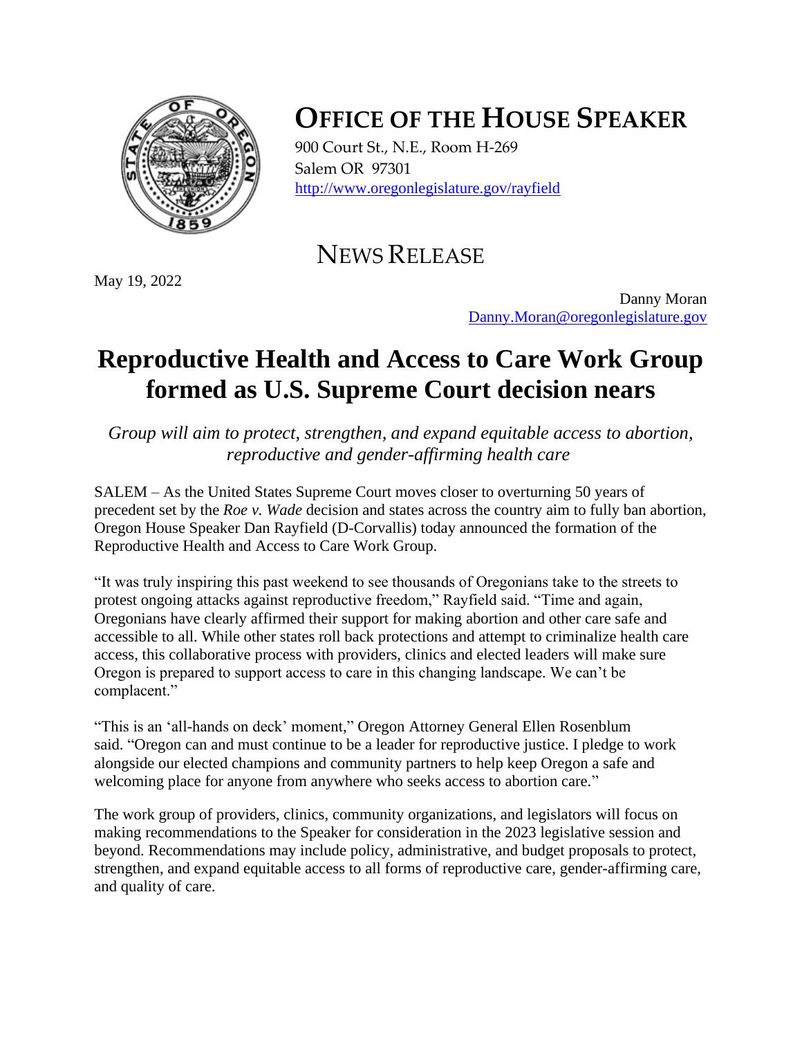# OFFICE OF THE HOUSE SPEAKER

900 Court St., N.E., Room H-269
Salem OR 97301
http://www.oregonlegislature.gov/rayfield

## NEWS RELEASE

May 19, 2022

Danny Moran
Danny.Moran@oregonlegislature.gov

# Reproductive Health and Access to Care Work Group formed as U.S. Supreme Court decision nears

*Group will aim to protect, strengthen, and expand equitable access to abortion, reproductive and gender-affirming health care*

SALEM – As the United States Supreme Court moves closer to overturning 50 years of precedent set by the *Roe v. Wade* decision and states across the country aim to fully ban abortion, Oregon House Speaker Dan Rayfield (D-Corvallis) today announced the formation of the Reproductive Health and Access to Care Work Group.

"It was truly inspiring this past weekend to see thousands of Oregonians take to the streets to protest ongoing attacks against reproductive freedom," Rayfield said. "Time and again, Oregonians have clearly affirmed their support for making abortion and other care safe and accessible to all. While other states roll back protections and attempt to criminalize health care access, this collaborative process with providers, clinics and elected leaders will make sure Oregon is prepared to support access to care in this changing landscape. We can't be complacent."

"This is an 'all-hands on deck' moment," Oregon Attorney General Ellen Rosenblum said. "Oregon can and must continue to be a leader for reproductive justice. I pledge to work alongside our elected champions and community partners to help keep Oregon a safe and welcoming place for anyone from anywhere who seeks access to abortion care."

The work group of providers, clinics, community organizations, and legislators will focus on making recommendations to the Speaker for consideration in the 2023 legislative session and beyond. Recommendations may include policy, administrative, and budget proposals to protect, strengthen, and expand equitable access to all forms of reproductive care, gender-affirming care, and quality of care.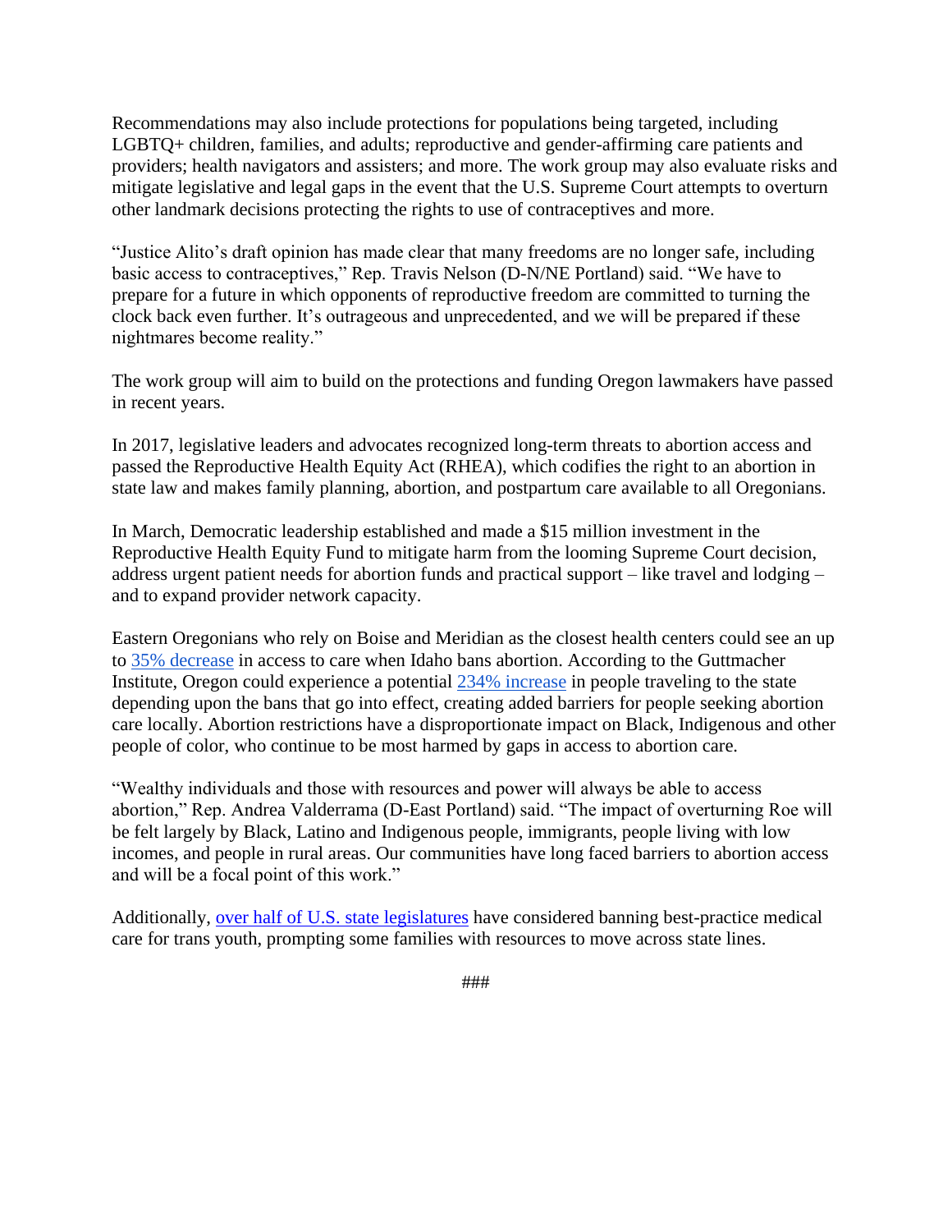Recommendations may also include protections for populations being targeted, including LGBTQ+ children, families, and adults; reproductive and gender-affirming care patients and providers; health navigators and assisters; and more. The work group may also evaluate risks and mitigate legislative and legal gaps in the event that the U.S. Supreme Court attempts to overturn other landmark decisions protecting the rights to use of contraceptives and more.

"Justice Alito's draft opinion has made clear that many freedoms are no longer safe, including basic access to contraceptives," Rep. Travis Nelson (D-N/NE Portland) said. "We have to prepare for a future in which opponents of reproductive freedom are committed to turning the clock back even further. It's outrageous and unprecedented, and we will be prepared if these nightmares become reality."

The work group will aim to build on the protections and funding Oregon lawmakers have passed in recent years.

In 2017, legislative leaders and advocates recognized long-term threats to abortion access and passed the Reproductive Health Equity Act (RHEA), which codifies the right to an abortion in state law and makes family planning, abortion, and postpartum care available to all Oregonians.

In March, Democratic leadership established and made a $15 million investment in the Reproductive Health Equity Fund to mitigate harm from the looming Supreme Court decision, address urgent patient needs for abortion funds and practical support – like travel and lodging – and to expand provider network capacity.

Eastern Oregonians who rely on Boise and Meridian as the closest health centers could see an up to 35% decrease in access to care when Idaho bans abortion. According to the Guttmacher Institute, Oregon could experience a potential 234% increase in people traveling to the state depending upon the bans that go into effect, creating added barriers for people seeking abortion care locally. Abortion restrictions have a disproportionate impact on Black, Indigenous and other people of color, who continue to be most harmed by gaps in access to abortion care.

"Wealthy individuals and those with resources and power will always be able to access abortion," Rep. Andrea Valderrama (D-East Portland) said. "The impact of overturning Roe will be felt largely by Black, Latino and Indigenous people, immigrants, people living with low incomes, and people in rural areas. Our communities have long faced barriers to abortion access and will be a focal point of this work."

Additionally, over half of U.S. state legislatures have considered banning best-practice medical care for trans youth, prompting some families with resources to move across state lines.

###